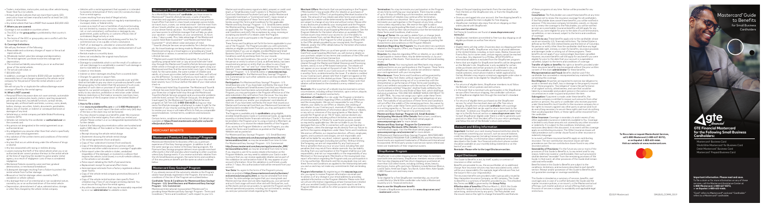# Mastercard® Guide to Benefits

For Small Business Cardholders

**GTE FINANCIAL**

## GTE Financial Mastercard for the Following Small Business Cardholders:

- Mastercard® Business Card
- World Elite Mastercard® for Business Card
- Debit Mastercard® Business Card
- Mastercard® Prepaid Business Card

**To file a claim or request MasterAssist Services, call 1-800-Mastercard (1-800-627-8372), or en Español: 1-800-633-4466. Visit our website at www.mastercard.com.**

**Important information. Please read and save.**

"Card" refers to Mastercard® card and "Cardholder" refers to a Mastercard® cardholder.

©2019 Mastercard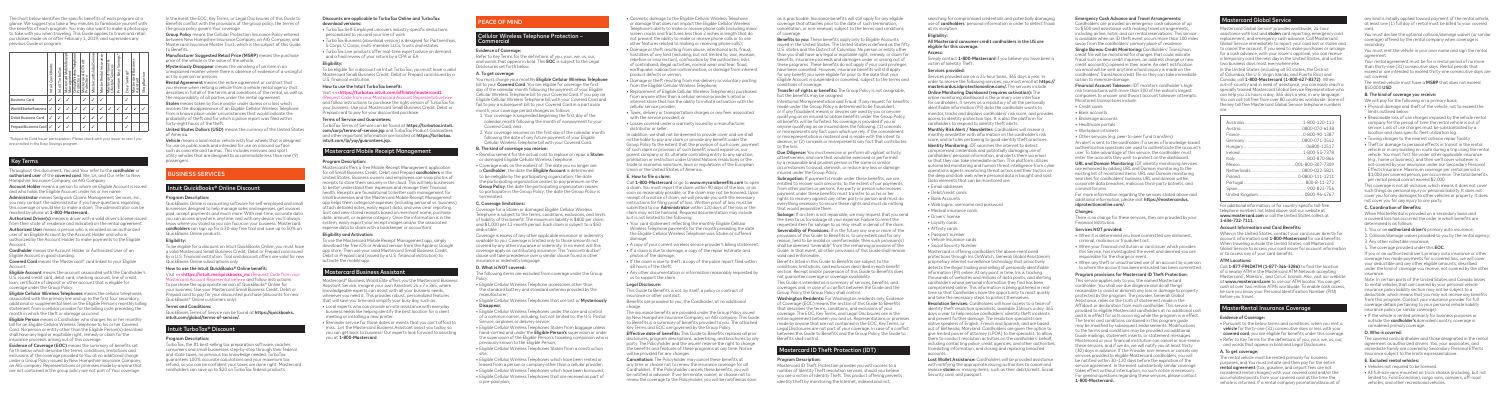The chart below identifies the specific benefits of each program on a given card. If you have questions about eligibility for a particular benefit, please call the Mastercard Assistance Center or the number on the back of your card. The benefits described in this Guide to Benefits will be effective on January 1, 2019, and supersedes any previous Guide or program.

| | | | | | | | | | | | |
|---|---|---|---|---|---|---|---|---|---|---|---|
| Business Card | ✓ | ✓ | ✓ | ✓ | ✓ | ✓ | ✓ | ✓ | ✓ | ✓ | ✓ |
| World Business Card | ✓ | ✓ | ✓ | ✓ | ✓ | ✓ | ✓ | ✓ | ✓ | ✓ | ✓ |
| Debit Business Card | ✓ | ✓ | ✓ | ✓ | ✓ | ✓ | ✓ | ✓ | ✓ | ✓ | ✓ |
| Prepaid Business Card | ✓ | ✓ | ✓ | ✓ | ✓ | ✓ | ✓ | ✓ | ✓ | ✓ | ✓ |

*Subject to Card issuer enrollment. Please check with your issuer to see if you are enrolled in the Easy Savings program.

## Key Terms

Throughout this document, You and Your refer to the cardholder or authorized user of the covered card. We, Us, and Our refer to New Hampshire Insurance Company, an AIG Company.

**Account Holder** means a person to whom an Eligible Account is issued.

**Administrator** means Sedgwick Claims Management Services, Inc.

**Authorized User** means a person who is authorized to use an Eligible Account.

**Cardholder** means the Account Holder or Authorized User of an Eligible Account in good standing.

**Covered Card** means the Mastercard® card linked to your Eligible Account.

**Eligible Account** means the account associated with the Cardholder's U.S.-issued credit card, debit card, checking account, line of credit loan, or other method of payment.

**United States Dollars (USD)** means the currency of the United States of America.

**Vehicle** means a land motor vehicle with four wheels that is designed for use on public roads and intended for use on streets and roads.

## BUSINESS SERVICES

### Intuit QuickBooks® Online Discount

**Program Description:**

QuickBooks Online is accounting software for self-employed and small businesses designed to help manage sales and expenses, get invoices paid, accept payments and more. With real-time, accurate data you can access anywhere, anytime.

**Eligibility:**

To be eligible for a discount on Intuit QuickBooks Online, you must have a valid Mastercard Small Business Credit, Debit or Prepaid card issued by a U.S. financial institution.

**How to use the Intuit QuickBooks® Online benefit:**

Visit www.intuit.com/partners/mastercard/ and follow the instructions.

### Intuit TurboTax® Discount

**Program Description:**

TurboTax, the #1 best-selling tax preparation software, guides self-employed and small business owners step-by-step through federal and state taxes.

**Discounts are applicable to TurboTax Online and TurboTax download versions:**

- TurboTax Self-Employed: exclusively helps specific deductions personalized to you and your line of work.
- TurboTax Business: for federal taxes designed for Partnerships, S Corps, C Corps, multi-member LLCs, trusts and estates.
- TurboTax tax products offer real-time expert advice on demand and a final review of your return by a CPA or EA.

**Eligibility:**

To be eligible for a discount on Intuit TurboTax, you must have a valid Mastercard Small Business Credit, Debit or Prepaid card issued by a U.S. financial institution.

**How to use the Intuit TurboTax benefit:**

Visit turbotax.intuit.com/lp/mastercard/ and follow the instructions.

**Terms of Service and Guarantees**

TurboTax Terms of Service can be found at https://turbotax.intuit.com/corp/terms-of-service.

### Mastercard Mobile Repair Program

**Program Description:**

Mastercard offers a free Mobile Receipt Management application for small Business Credit, Debit and Prepaid cardholders in the United States.

**Eligibility and Activation:**

To use the Mastercard Mobile Receipt Management App, simply download the free iOS or Android version from the Apple or Google app store.

### Mastercard Business Assistant

Mastercard® Business Assistant offers you the Mastercard Business Assistant Service.

## PEACE OF MIND

### Cellular Wireless Telephone Protection – Commercial

**Evidence of Coverage:**

Refer to key Terms for the definitions of you, your, we, us, our, and words that appear in bold.

**A. To get coverage:**

You must charge your monthly **Eligible Cellular Wireless Telephone** bill to your **Covered Card**. You are eligible for coverage the first day of the calendar month following the payment of your Eligible Cellular Wireless Telephone bill to your Covered Card.

**B. The kind of coverage you receive:**

- Reimbursement for the actual cost to replace or repair a stolen or damaged Eligible Cellular Wireless Telephone.
- Coverage is excess of any other applicable insurance or indemnity.

**C. Coverage limitations:**

- Coverage is limited to two (2) claims per twelve (12) month period and $1,000 per twelve (12) month period.

**D. What is NOT covered:**

- Eligible Cellular Wireless Telephone accessories other than the standard battery and standard antenna provided by the manufacturer.
- Eligible Cellular Wireless Telephones that are lost or "mysteriously disappeared."
- Eligible Cellular Wireless Telephones under the care and control of a common carrier.
- Eligible Cellular Wireless Telephones stolen from baggage unless hand-carried and under the Eligible Person's supervision.
- Eligible Cellular Wireless Telephones that have been rented or leased or are part of a pre-paid plan.
- Eligible Cellular Wireless Telephones that are purchased on a pre-paid plan.
- Cosmetic damage to the Eligible Cellular Wireless Telephone.
- Damage or theft resulting from abuse, intentional acts, fraud, hostilities of any kind.
- Damage or theft resulting from misdelivery or voluntary parting from the Eligible Cellular Wireless Telephone.
- Taxes, delivery or transportation charges or any fees associated with the service provider.

**E. How to file a claim:**

Call **1-800-Mastercard** or go to **www.mastercardbenefits.com** to open a claim. You must report the claim within 90 days of the loss.

**F. Claim Verification:**

You will need to provide the Administrator with the documents requested.

**Legal Disclosure:**

This Evidence of Coverage replaces all prior disclosures, program descriptions, advertising and brochures by any party.

### Mastercard ID Theft Protection (IDT)

**Program Description:**

Mastercard ID Theft Protection provides you with access to a number of Identity Theft resolution services, should you believe you are a victim of Identity Theft.

**Eligibility:**

All Mastercard consumer credit cardholders in the US are eligible for this coverage.

**Access:**

Simply contact 1-800-Mastercard if you believe you have been a victim of Identity Theft.

**Services provided:**

Services provided are on a 24-hour basis, 365 days a year.

**Identity Monitoring Services:**

**Charges:**

There is no charge for these services.

**Services NOT provided:**

- When you commit any dishonest, criminal, malicious or fraudulent act.
- When your financial institution or card issuer which provides this Service has investigated the event and deemed you are responsible for the charge or event.

### Mastercard Global Service

Mastercard Global Service™ provides worldwide, 24-hour assistance with Lost and Stolen Card Reporting, Emergency Card Replacement, and Emergency Cash Advance.

| | |
|---|---|
| Australia | 1-800-120-113 |
| Austria | 0800-070-6138 |
| France | 0-800-90-1387 |
| Germany | 0800-071-3542 |
| Hungary | 06800-12517 |
| Ireland | 1-800-55-7378 |
| Italy | 800-870-866 |
| Mexico | 001-800-307-7309 |
| Netherlands | 0800-022-5821 |
| Poland | 0-0800-111-1211 |
| Portugal | 800-8-11-272 |
| Spain | 900-822-756 |
| United Kingdom | 0800-96-4767 |

For additional information, or for country-specific, toll-free telephone numbers not listed above, visit our website at **www.mastercard.com** or call the United States collect at **1-636-722-7111**.

**Account Information and Card Benefits:**

When in the United States, contact your card issuer directly for account information and **1-800-Mastercard** for card benefits.

**ATM Locations:**

Call **1-877-FINDATM (1-877-346-3286)** to find the location of a nearby ATM in the Mastercard ATM Network accepting Mastercard®, Maestro® and Cirrus®. Also, visit our website at **www.mastercard.com** to use our ATM locator.

### MasterRental Insurance Coverage

**Evidence of Coverage:**

- Pursuant to the below terms and conditions, when you rent a **vehicle** for fifteen (15) consecutive days or less with your **covered card**, you are eligible for benefits under this coverage.
- Refer to Key Terms for the definitions of you, your, we, us, our, and words that appear in bold.

**A. To get coverage:**

The rental vehicle must be rented primarily for business purposes, and you must initiate and pay for the entire **rental agreement**.

**B. The kind of coverage you receive:**

We will pay for the following on a primary basis:

- Physical damage and theft of the vehicle, not to exceed the limits outlined below.
- Reasonable loss of use charges imposed by the vehicle rental company.
- Towing charges to the nearest collision repair facility.

**C. Coverage limitations:**

- Theft or damage to personal effects or items kept in the rental vehicle.

**D. What is NOT covered:**

The covered card will determine the coverage in the following amount.

**E. Excluded rental vehicles:**

- Vehicles not required to be licensed.
- All-terrain vehicles mounted on truck chassis (including, but not limited to Winnebago®), campers, off-road vehicles, and other recreational vehicles.